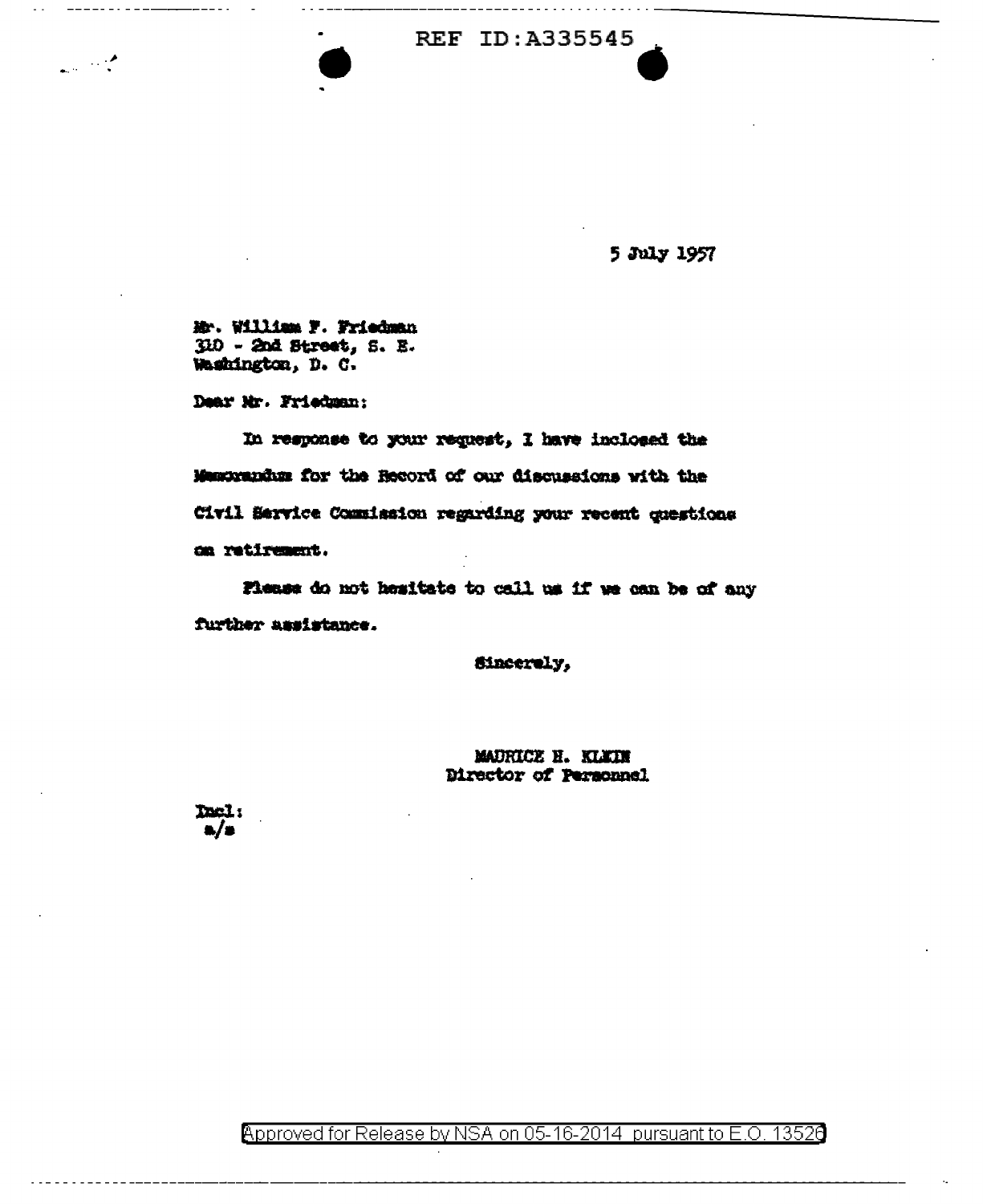REF ID:A335545

5 July 1957

Mr. William F. Friedman
310 - 2nd Street, S. E.
Washington, D. C.

Dear Mr. Friedman:

In response to your request, I have inclosed the Memorandum for the Record of our discussions with the Civil Service Commission regarding your recent questions on retirement.

Please do not hesitate to call us if we can be of any further assistance.

Sincerely,

MAURICE H. KLEIN
Director of Personnel

Incl:
a/s

Approved for Release by NSA on 05-16-2014 pursuant to E.O. 13526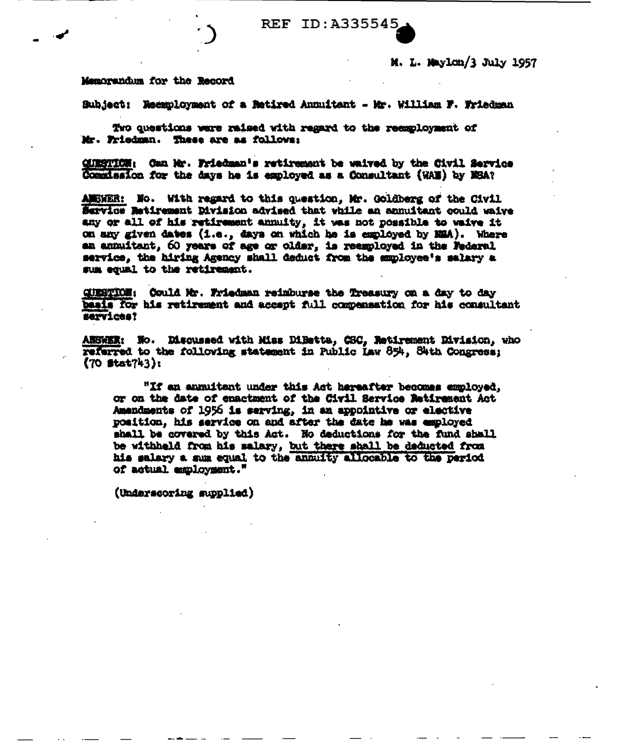REF ID:A335545

M. L. Maylon/3 July 1957

Memorandum for the Record

Subject: Reemployment of a Retired Annuitant - Mr. William F. Friedman

Two questions were raised with regard to the reemployment of Mr. Friedman. These are as follows:

<u>QUESTION</u>: Can Mr. Friedman's retirement be waived by the Civil Service Commission for the days he is employed as a Consultant (WAE) by NSA?

<u>ANSWER</u>: No. With regard to this question, Mr. Goldberg of the Civil Service Retirement Division advised that while an annuitant could waive any or all of his retirement annuity, it was not possible to waive it on any given dates (i.e., days on which he is employed by NSA). Where an annuitant, 60 years of age or older, is reemployed in the Federal service, the hiring Agency shall deduct from the employee's salary a sum equal to the retirement.

<u>QUESTION</u>: Could Mr. Friedman reimburse the Treasury on a day to day <u>basis</u> for his retirement and accept full compensation for his consultant services?

<u>ANSWER</u>: No. Discussed with Miss DiBetta, CSC, Retirement Division, who referred to the following statement in Public Law 854, 84th Congress; (70 Stat743):

> "If an annuitant under this Act hereafter becomes employed, or on the date of enactment of the Civil Service Retirement Act Amendments of 1956 is serving, in an appointive or elective position, his service on and after the date he was employed shall be covered by this Act. No deductions for the fund shall be withheld from his salary, <u>but there shall be deducted from</u> his salary a sum equal to the <u>annuity allocable to the period</u> of actual employment."

(Underscoring supplied)